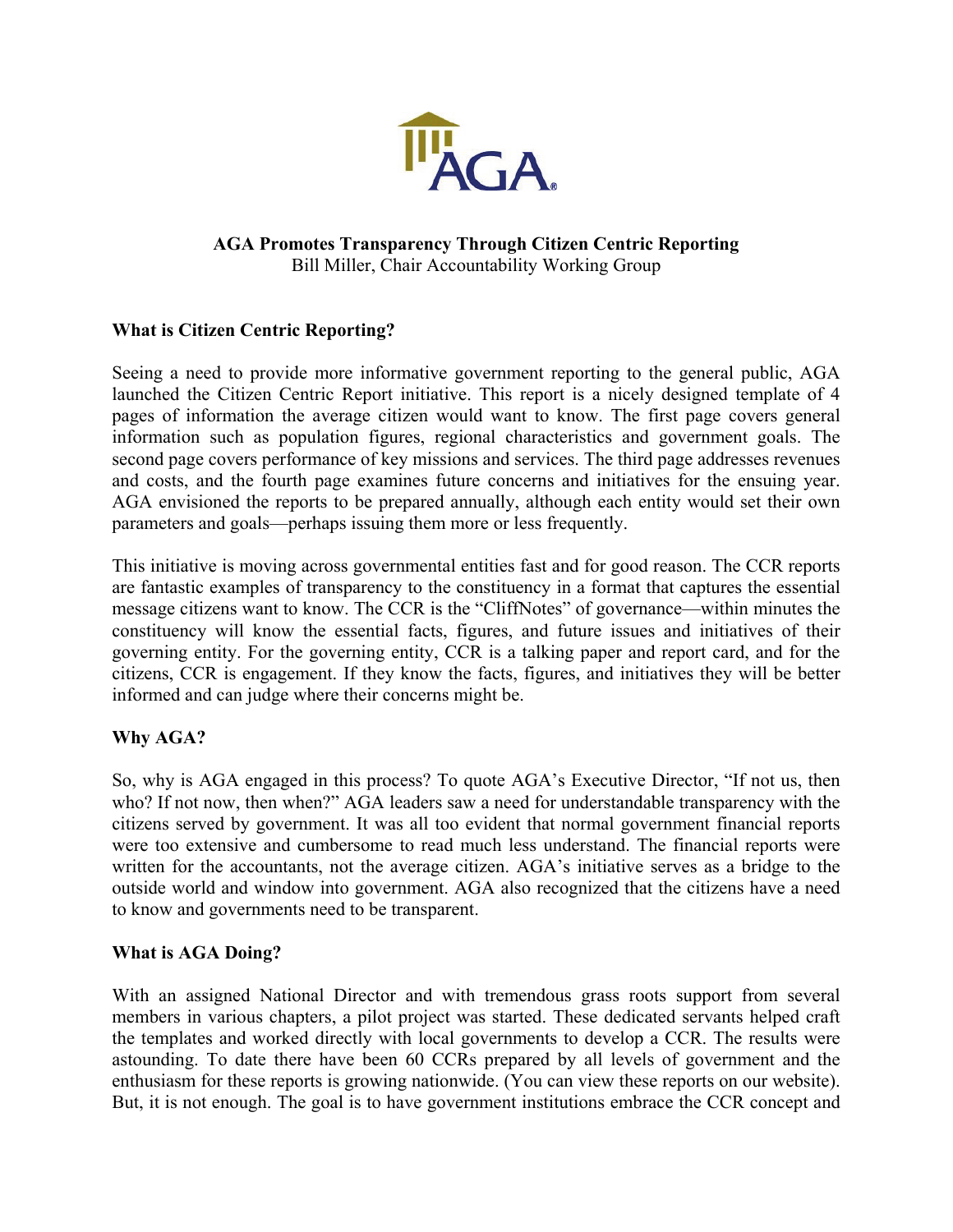# AGA Promotes Transparency Through Citizen Centric Reporting

Bill Miller, Chair Accountability Working Group

## What is Citizen Centric Reporting?

Seeing a need to provide more informative government reporting to the general public, AGA launched the Citizen Centric Report initiative. This report is a nicely designed template of 4 pages of information the average citizen would want to know. The first page covers general information such as population figures, regional characteristics and government goals. The second page covers performance of key missions and services. The third page addresses revenues and costs, and the fourth page examines future concerns and initiatives for the ensuing year. AGA envisioned the reports to be prepared annually, although each entity would set their own parameters and goals—perhaps issuing them more or less frequently.

This initiative is moving across governmental entities fast and for good reason. The CCR reports are fantastic examples of transparency to the constituency in a format that captures the essential message citizens want to know. The CCR is the "CliffNotes" of governance—within minutes the constituency will know the essential facts, figures, and future issues and initiatives of their governing entity. For the governing entity, CCR is a talking paper and report card, and for the citizens, CCR is engagement. If they know the facts, figures, and initiatives they will be better informed and can judge where their concerns might be.

## Why AGA?

So, why is AGA engaged in this process? To quote AGA's Executive Director, "If not us, then who? If not now, then when?" AGA leaders saw a need for understandable transparency with the citizens served by government. It was all too evident that normal government financial reports were too extensive and cumbersome to read much less understand. The financial reports were written for the accountants, not the average citizen. AGA's initiative serves as a bridge to the outside world and window into government. AGA also recognized that the citizens have a need to know and governments need to be transparent.

## What is AGA Doing?

With an assigned National Director and with tremendous grass roots support from several members in various chapters, a pilot project was started. These dedicated servants helped craft the templates and worked directly with local governments to develop a CCR. The results were astounding. To date there have been 60 CCRs prepared by all levels of government and the enthusiasm for these reports is growing nationwide. (You can view these reports on our website). But, it is not enough. The goal is to have government institutions embrace the CCR concept and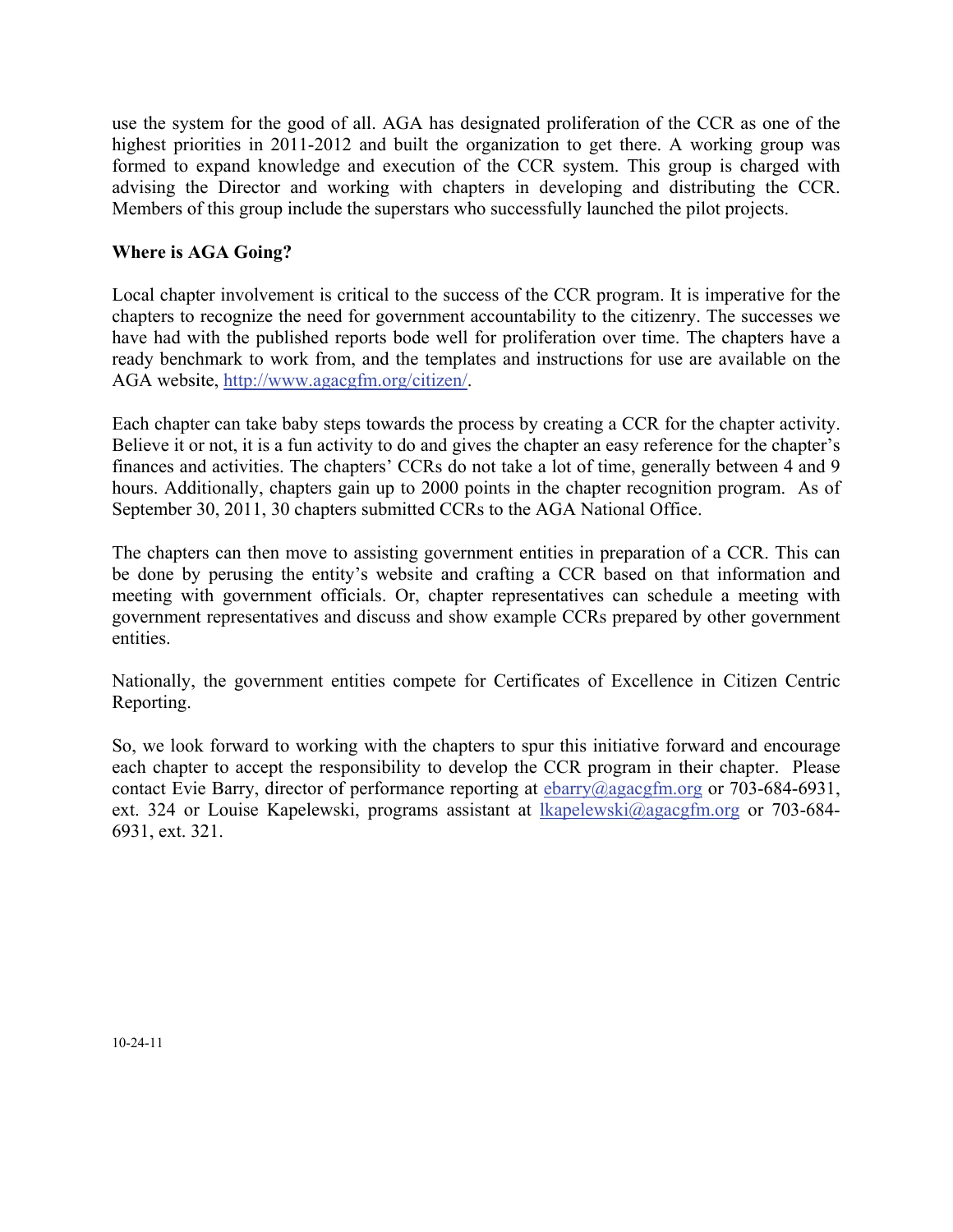use the system for the good of all. AGA has designated proliferation of the CCR as one of the highest priorities in 2011-2012 and built the organization to get there. A working group was formed to expand knowledge and execution of the CCR system. This group is charged with advising the Director and working with chapters in developing and distributing the CCR. Members of this group include the superstars who successfully launched the pilot projects.

**Where is AGA Going?**

Local chapter involvement is critical to the success of the CCR program. It is imperative for the chapters to recognize the need for government accountability to the citizenry. The successes we have had with the published reports bode well for proliferation over time. The chapters have a ready benchmark to work from, and the templates and instructions for use are available on the AGA website, http://www.agacgfm.org/citizen/.

Each chapter can take baby steps towards the process by creating a CCR for the chapter activity. Believe it or not, it is a fun activity to do and gives the chapter an easy reference for the chapter's finances and activities. The chapters' CCRs do not take a lot of time, generally between 4 and 9 hours. Additionally, chapters gain up to 2000 points in the chapter recognition program. As of September 30, 2011, 30 chapters submitted CCRs to the AGA National Office.

The chapters can then move to assisting government entities in preparation of a CCR. This can be done by perusing the entity's website and crafting a CCR based on that information and meeting with government officials. Or, chapter representatives can schedule a meeting with government representatives and discuss and show example CCRs prepared by other government entities.

Nationally, the government entities compete for Certificates of Excellence in Citizen Centric Reporting.

So, we look forward to working with the chapters to spur this initiative forward and encourage each chapter to accept the responsibility to develop the CCR program in their chapter. Please contact Evie Barry, director of performance reporting at ebarry@agacgfm.org or 703-684-6931, ext. 324 or Louise Kapelewski, programs assistant at lkapelewski@agacgfm.org or 703-684-6931, ext. 321.

10-24-11